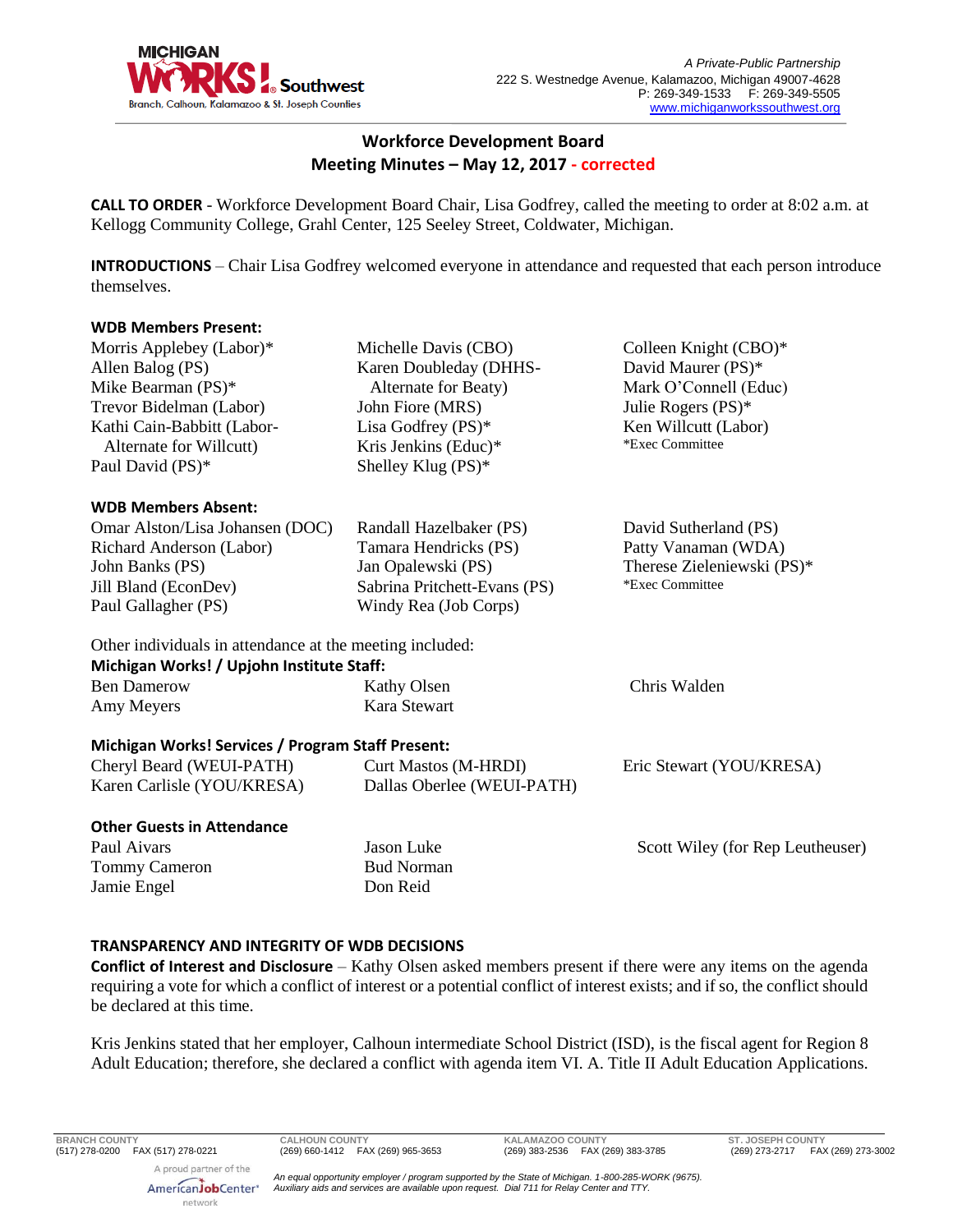MICHIGAN WORKS! Southwest
Branch, Calhoun, Kalamazoo & St. Joseph Counties

*A Private-Public Partnership*
222 S. Westnedge Avenue, Kalamazoo, Michigan 49007-4628
P: 269-349-1533 F: 269-349-5505
www.michiganworkssouthwest.org

# Workforce Development Board
## Meeting Minutes – May 12, 2017 - corrected

**CALL TO ORDER** - Workforce Development Board Chair, Lisa Godfrey, called the meeting to order at 8:02 a.m. at Kellogg Community College, Grahl Center, 125 Seeley Street, Coldwater, Michigan.

**INTRODUCTIONS** – Chair Lisa Godfrey welcomed everyone in attendance and requested that each person introduce themselves.

**WDB Members Present:**

| | | |
|---|---|---|
| Morris Applebey (Labor)* | Michelle Davis (CBO) | Colleen Knight (CBO)* |
| Allen Balog (PS) | Karen Doubleday (DHHS-Alternate for Beaty) | David Maurer (PS)* |
| Mike Bearman (PS)* | John Fiore (MRS) | Mark O'Connell (Educ) |
| Trevor Bidelman (Labor) | Lisa Godfrey (PS)* | Julie Rogers (PS)* |
| Kathi Cain-Babbitt (Labor-Alternate for Willcutt) | Kris Jenkins (Educ)* | Ken Willcutt (Labor) |
| Paul David (PS)* | Shelley Klug (PS)* | *Exec Committee |

**WDB Members Absent:**

| | | |
|---|---|---|
| Omar Alston/Lisa Johansen (DOC) | Randall Hazelbaker (PS) | David Sutherland (PS) |
| Richard Anderson (Labor) | Tamara Hendricks (PS) | Patty Vanaman (WDA) |
| John Banks (PS) | Jan Opalewski (PS) | Therese Zieleniewski (PS)* |
| Jill Bland (EconDev) | Sabrina Pritchett-Evans (PS) | *Exec Committee |
| Paul Gallagher (PS) | Windy Rea (Job Corps) | |

Other individuals in attendance at the meeting included:

**Michigan Works! / Upjohn Institute Staff:**

| | | |
|---|---|---|
| Ben Damerow | Kathy Olsen | Chris Walden |
| Amy Meyers | Kara Stewart | |

**Michigan Works! Services / Program Staff Present:**

| | | |
|---|---|---|
| Cheryl Beard (WEUI-PATH) | Curt Mastos (M-HRDI) | Eric Stewart (YOU/KRESA) |
| Karen Carlisle (YOU/KRESA) | Dallas Oberlee (WEUI-PATH) | |

**Other Guests in Attendance**

| | | |
|---|---|---|
| Paul Aivars | Jason Luke | Scott Wiley (for Rep Leutheuser) |
| Tommy Cameron | Bud Norman | |
| Jamie Engel | Don Reid | |

**TRANSPARENCY AND INTEGRITY OF WDB DECISIONS**

**Conflict of Interest and Disclosure** – Kathy Olsen asked members present if there were any items on the agenda requiring a vote for which a conflict of interest or a potential conflict of interest exists; and if so, the conflict should be declared at this time.

Kris Jenkins stated that her employer, Calhoun intermediate School District (ISD), is the fiscal agent for Region 8 Adult Education; therefore, she declared a conflict with agenda item VI. A. Title II Adult Education Applications.

BRANCH COUNTY (517) 278-0200 FAX (517) 278-0221 | CALHOUN COUNTY (269) 660-1412 FAX (269) 965-3653 | KALAMAZOO COUNTY (269) 383-2536 FAX (269) 383-3785 | ST. JOSEPH COUNTY (269) 273-2717 FAX (269) 273-3002

A proud partner of the AmericanJobCenter network

*An equal opportunity employer / program supported by the State of Michigan. 1-800-285-WORK (9675). Auxiliary aids and services are available upon request. Dial 711 for Relay Center and TTY.*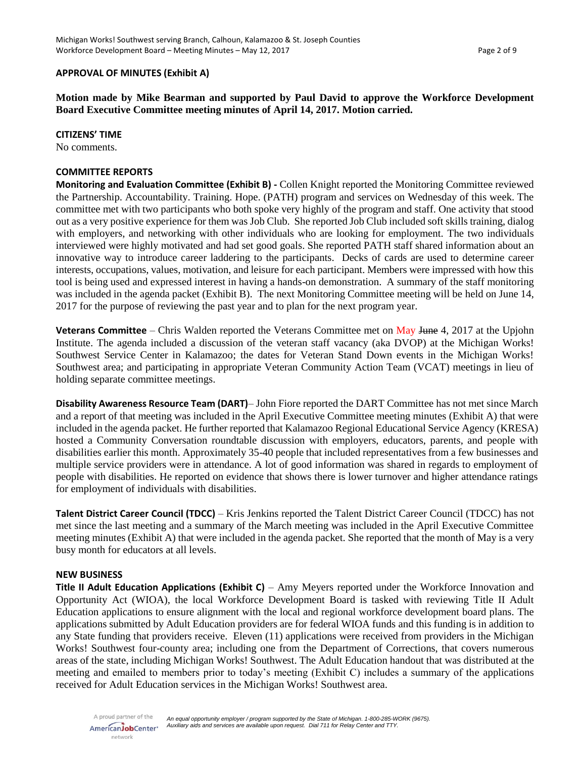**APPROVAL OF MINUTES (Exhibit A)**

**Motion made by Mike Bearman and supported by Paul David to approve the Workforce Development Board Executive Committee meeting minutes of April 14, 2017. Motion carried.**

**CITIZENS' TIME**

No comments.

**COMMITTEE REPORTS**

**Monitoring and Evaluation Committee (Exhibit B) -** Collen Knight reported the Monitoring Committee reviewed the Partnership. Accountability. Training. Hope. (PATH) program and services on Wednesday of this week. The committee met with two participants who both spoke very highly of the program and staff. One activity that stood out as a very positive experience for them was Job Club. She reported Job Club included soft skills training, dialog with employers, and networking with other individuals who are looking for employment. The two individuals interviewed were highly motivated and had set good goals. She reported PATH staff shared information about an innovative way to introduce career laddering to the participants. Decks of cards are used to determine career interests, occupations, values, motivation, and leisure for each participant. Members were impressed with how this tool is being used and expressed interest in having a hands-on demonstration. A summary of the staff monitoring was included in the agenda packet (Exhibit B). The next Monitoring Committee meeting will be held on June 14, 2017 for the purpose of reviewing the past year and to plan for the next program year.

**Veterans Committee** – Chris Walden reported the Veterans Committee met on May ~~June~~ 4, 2017 at the Upjohn Institute. The agenda included a discussion of the veteran staff vacancy (aka DVOP) at the Michigan Works! Southwest Service Center in Kalamazoo; the dates for Veteran Stand Down events in the Michigan Works! Southwest area; and participating in appropriate Veteran Community Action Team (VCAT) meetings in lieu of holding separate committee meetings.

**Disability Awareness Resource Team (DART)**– John Fiore reported the DART Committee has not met since March and a report of that meeting was included in the April Executive Committee meeting minutes (Exhibit A) that were included in the agenda packet. He further reported that Kalamazoo Regional Educational Service Agency (KRESA) hosted a Community Conversation roundtable discussion with employers, educators, parents, and people with disabilities earlier this month. Approximately 35-40 people that included representatives from a few businesses and multiple service providers were in attendance. A lot of good information was shared in regards to employment of people with disabilities. He reported on evidence that shows there is lower turnover and higher attendance ratings for employment of individuals with disabilities.

**Talent District Career Council (TDCC)** – Kris Jenkins reported the Talent District Career Council (TDCC) has not met since the last meeting and a summary of the March meeting was included in the April Executive Committee meeting minutes (Exhibit A) that were included in the agenda packet. She reported that the month of May is a very busy month for educators at all levels.

**NEW BUSINESS**

**Title II Adult Education Applications (Exhibit C)** – Amy Meyers reported under the Workforce Innovation and Opportunity Act (WIOA), the local Workforce Development Board is tasked with reviewing Title II Adult Education applications to ensure alignment with the local and regional workforce development board plans. The applications submitted by Adult Education providers are for federal WIOA funds and this funding is in addition to any State funding that providers receive. Eleven (11) applications were received from providers in the Michigan Works! Southwest four-county area; including one from the Department of Corrections, that covers numerous areas of the state, including Michigan Works! Southwest. The Adult Education handout that was distributed at the meeting and emailed to members prior to today's meeting (Exhibit C) includes a summary of the applications received for Adult Education services in the Michigan Works! Southwest area.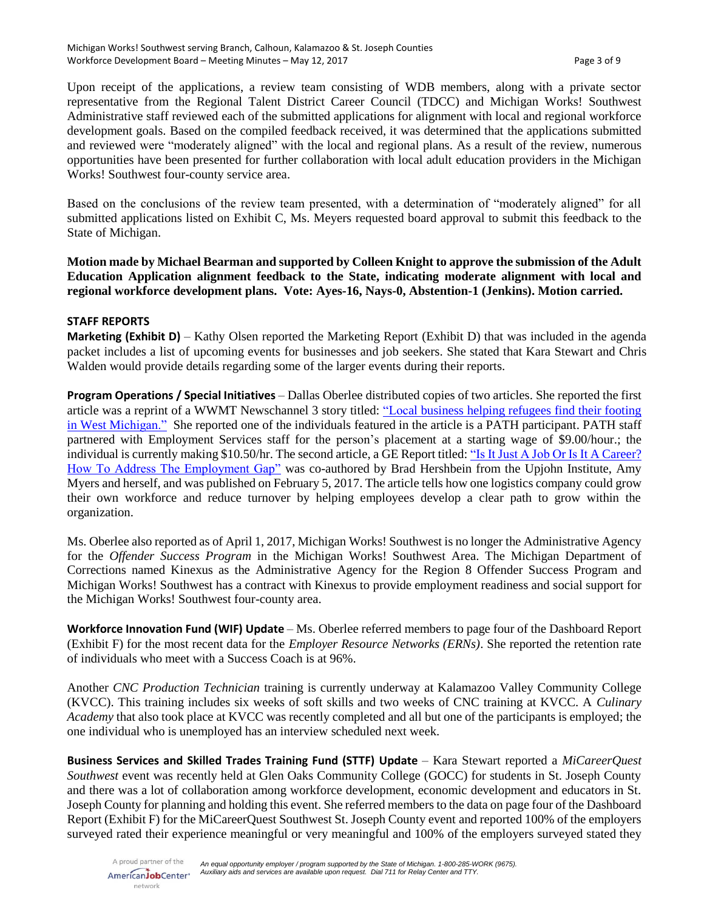Upon receipt of the applications, a review team consisting of WDB members, along with a private sector representative from the Regional Talent District Career Council (TDCC) and Michigan Works! Southwest Administrative staff reviewed each of the submitted applications for alignment with local and regional workforce development goals. Based on the compiled feedback received, it was determined that the applications submitted and reviewed were "moderately aligned" with the local and regional plans. As a result of the review, numerous opportunities have been presented for further collaboration with local adult education providers in the Michigan Works! Southwest four-county service area.

Based on the conclusions of the review team presented, with a determination of "moderately aligned" for all submitted applications listed on Exhibit C, Ms. Meyers requested board approval to submit this feedback to the State of Michigan.

**Motion made by Michael Bearman and supported by Colleen Knight to approve the submission of the Adult Education Application alignment feedback to the State, indicating moderate alignment with local and regional workforce development plans. Vote: Ayes-16, Nays-0, Abstention-1 (Jenkins). Motion carried.**

**STAFF REPORTS**

**Marketing (Exhibit D)** – Kathy Olsen reported the Marketing Report (Exhibit D) that was included in the agenda packet includes a list of upcoming events for businesses and job seekers. She stated that Kara Stewart and Chris Walden would provide details regarding some of the larger events during their reports.

**Program Operations / Special Initiatives** – Dallas Oberlee distributed copies of two articles. She reported the first article was a reprint of a WWMT Newschannel 3 story titled: "Local business helping refugees find their footing in West Michigan." She reported one of the individuals featured in the article is a PATH participant. PATH staff partnered with Employment Services staff for the person's placement at a starting wage of $9.00/hour.; the individual is currently making $10.50/hr. The second article, a GE Report titled: "Is It Just A Job Or Is It A Career? How To Address The Employment Gap" was co-authored by Brad Hershbein from the Upjohn Institute, Amy Myers and herself, and was published on February 5, 2017. The article tells how one logistics company could grow their own workforce and reduce turnover by helping employees develop a clear path to grow within the organization.

Ms. Oberlee also reported as of April 1, 2017, Michigan Works! Southwest is no longer the Administrative Agency for the *Offender Success Program* in the Michigan Works! Southwest Area. The Michigan Department of Corrections named Kinexus as the Administrative Agency for the Region 8 Offender Success Program and Michigan Works! Southwest has a contract with Kinexus to provide employment readiness and social support for the Michigan Works! Southwest four-county area.

**Workforce Innovation Fund (WIF) Update** – Ms. Oberlee referred members to page four of the Dashboard Report (Exhibit F) for the most recent data for the *Employer Resource Networks (ERNs)*. She reported the retention rate of individuals who meet with a Success Coach is at 96%.

Another *CNC Production Technician* training is currently underway at Kalamazoo Valley Community College (KVCC). This training includes six weeks of soft skills and two weeks of CNC training at KVCC. A *Culinary Academy* that also took place at KVCC was recently completed and all but one of the participants is employed; the one individual who is unemployed has an interview scheduled next week.

**Business Services and Skilled Trades Training Fund (STTF) Update** – Kara Stewart reported a *MiCareerQuest Southwest* event was recently held at Glen Oaks Community College (GOCC) for students in St. Joseph County and there was a lot of collaboration among workforce development, economic development and educators in St. Joseph County for planning and holding this event. She referred members to the data on page four of the Dashboard Report (Exhibit F) for the MiCareerQuest Southwest St. Joseph County event and reported 100% of the employers surveyed rated their experience meaningful or very meaningful and 100% of the employers surveyed stated they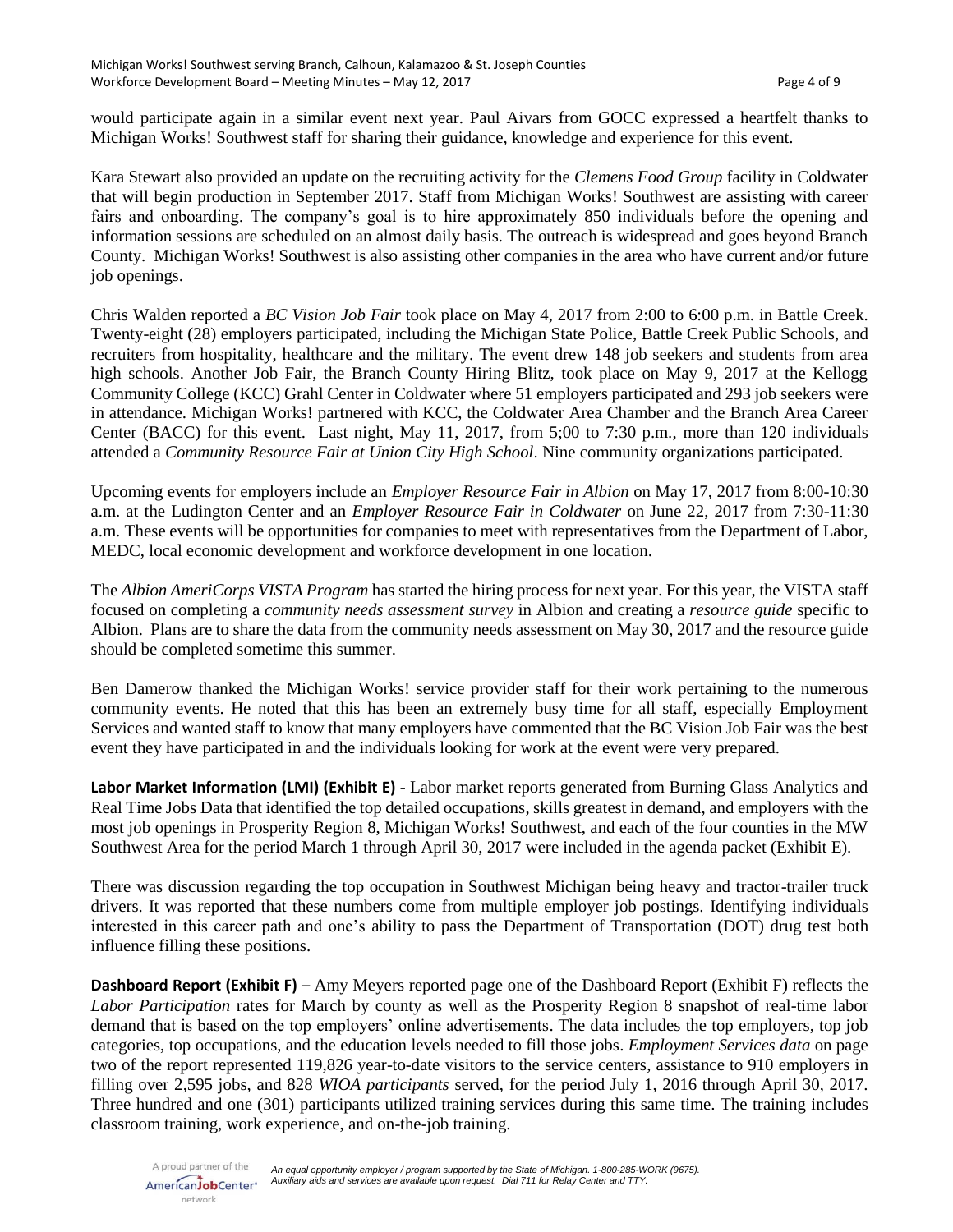would participate again in a similar event next year. Paul Aivars from GOCC expressed a heartfelt thanks to Michigan Works! Southwest staff for sharing their guidance, knowledge and experience for this event.

Kara Stewart also provided an update on the recruiting activity for the *Clemens Food Group* facility in Coldwater that will begin production in September 2017. Staff from Michigan Works! Southwest are assisting with career fairs and onboarding. The company's goal is to hire approximately 850 individuals before the opening and information sessions are scheduled on an almost daily basis. The outreach is widespread and goes beyond Branch County. Michigan Works! Southwest is also assisting other companies in the area who have current and/or future job openings.

Chris Walden reported a *BC Vision Job Fair* took place on May 4, 2017 from 2:00 to 6:00 p.m. in Battle Creek. Twenty-eight (28) employers participated, including the Michigan State Police, Battle Creek Public Schools, and recruiters from hospitality, healthcare and the military. The event drew 148 job seekers and students from area high schools. Another Job Fair, the Branch County Hiring Blitz, took place on May 9, 2017 at the Kellogg Community College (KCC) Grahl Center in Coldwater where 51 employers participated and 293 job seekers were in attendance. Michigan Works! partnered with KCC, the Coldwater Area Chamber and the Branch Area Career Center (BACC) for this event. Last night, May 11, 2017, from 5;00 to 7:30 p.m., more than 120 individuals attended a *Community Resource Fair at Union City High School*. Nine community organizations participated.

Upcoming events for employers include an *Employer Resource Fair in Albion* on May 17, 2017 from 8:00-10:30 a.m. at the Ludington Center and an *Employer Resource Fair in Coldwater* on June 22, 2017 from 7:30-11:30 a.m. These events will be opportunities for companies to meet with representatives from the Department of Labor, MEDC, local economic development and workforce development in one location.

The *Albion AmeriCorps VISTA Program* has started the hiring process for next year. For this year, the VISTA staff focused on completing a *community needs assessment survey* in Albion and creating a *resource guide* specific to Albion. Plans are to share the data from the community needs assessment on May 30, 2017 and the resource guide should be completed sometime this summer.

Ben Damerow thanked the Michigan Works! service provider staff for their work pertaining to the numerous community events. He noted that this has been an extremely busy time for all staff, especially Employment Services and wanted staff to know that many employers have commented that the BC Vision Job Fair was the best event they have participated in and the individuals looking for work at the event were very prepared.

**Labor Market Information (LMI) (Exhibit E)** - Labor market reports generated from Burning Glass Analytics and Real Time Jobs Data that identified the top detailed occupations, skills greatest in demand, and employers with the most job openings in Prosperity Region 8, Michigan Works! Southwest, and each of the four counties in the MW Southwest Area for the period March 1 through April 30, 2017 were included in the agenda packet (Exhibit E).

There was discussion regarding the top occupation in Southwest Michigan being heavy and tractor-trailer truck drivers. It was reported that these numbers come from multiple employer job postings. Identifying individuals interested in this career path and one's ability to pass the Department of Transportation (DOT) drug test both influence filling these positions.

**Dashboard Report (Exhibit F)** – Amy Meyers reported page one of the Dashboard Report (Exhibit F) reflects the *Labor Participation* rates for March by county as well as the Prosperity Region 8 snapshot of real-time labor demand that is based on the top employers' online advertisements. The data includes the top employers, top job categories, top occupations, and the education levels needed to fill those jobs. *Employment Services data* on page two of the report represented 119,826 year-to-date visitors to the service centers, assistance to 910 employers in filling over 2,595 jobs, and 828 *WIOA participants* served, for the period July 1, 2016 through April 30, 2017. Three hundred and one (301) participants utilized training services during this same time. The training includes classroom training, work experience, and on-the-job training.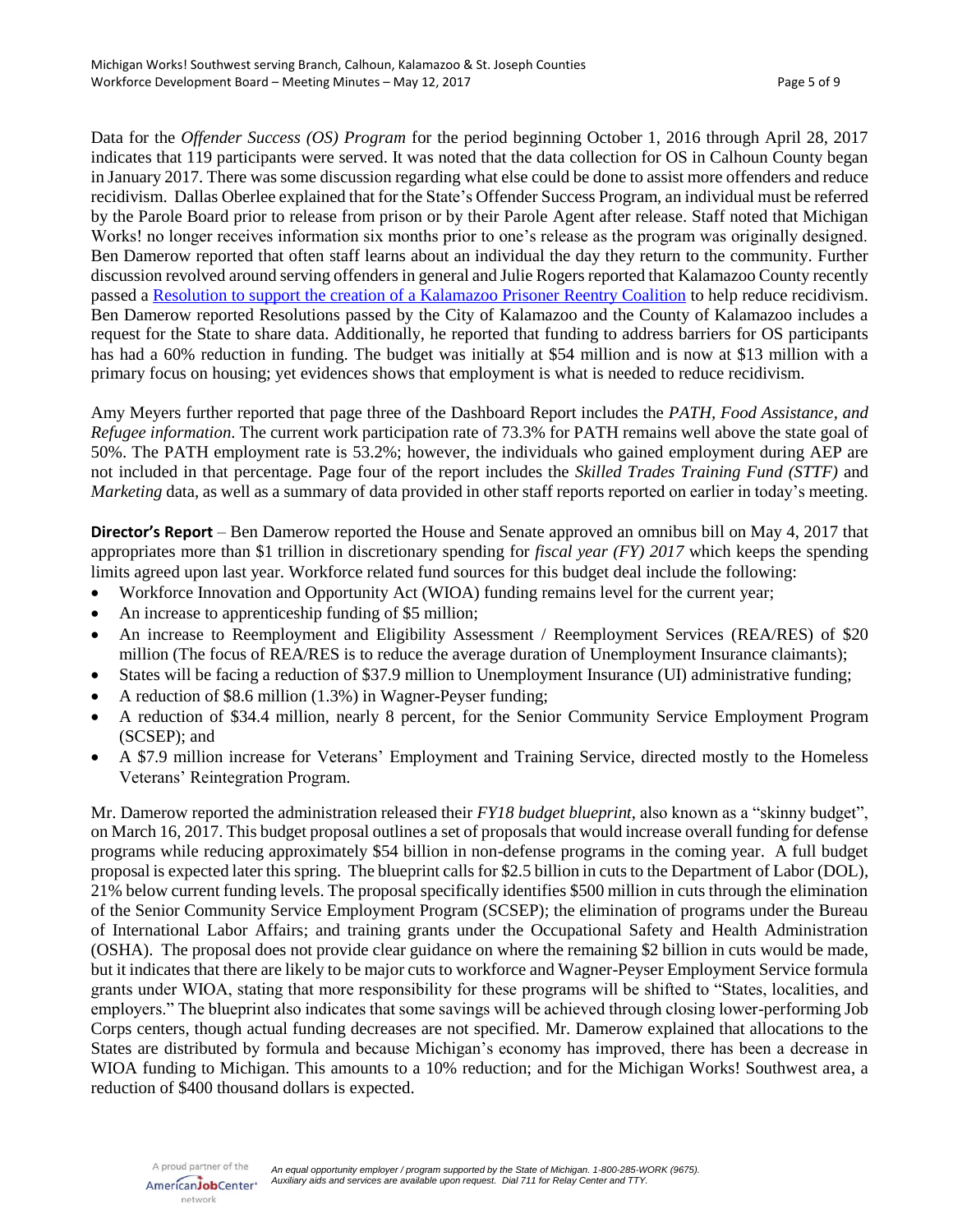Data for the *Offender Success (OS) Program* for the period beginning October 1, 2016 through April 28, 2017 indicates that 119 participants were served. It was noted that the data collection for OS in Calhoun County began in January 2017. There was some discussion regarding what else could be done to assist more offenders and reduce recidivism. Dallas Oberlee explained that for the State's Offender Success Program, an individual must be referred by the Parole Board prior to release from prison or by their Parole Agent after release. Staff noted that Michigan Works! no longer receives information six months prior to one's release as the program was originally designed. Ben Damerow reported that often staff learns about an individual the day they return to the community. Further discussion revolved around serving offenders in general and Julie Rogers reported that Kalamazoo County recently passed a Resolution to support the creation of a Kalamazoo Prisoner Reentry Coalition to help reduce recidivism. Ben Damerow reported Resolutions passed by the City of Kalamazoo and the County of Kalamazoo includes a request for the State to share data. Additionally, he reported that funding to address barriers for OS participants has had a 60% reduction in funding. The budget was initially at $54 million and is now at $13 million with a primary focus on housing; yet evidences shows that employment is what is needed to reduce recidivism.

Amy Meyers further reported that page three of the Dashboard Report includes the *PATH, Food Assistance, and Refugee information*. The current work participation rate of 73.3% for PATH remains well above the state goal of 50%. The PATH employment rate is 53.2%; however, the individuals who gained employment during AEP are not included in that percentage. Page four of the report includes the *Skilled Trades Training Fund (STTF)* and *Marketing* data, as well as a summary of data provided in other staff reports reported on earlier in today's meeting.

**Director's Report** – Ben Damerow reported the House and Senate approved an omnibus bill on May 4, 2017 that appropriates more than $1 trillion in discretionary spending for *fiscal year (FY) 2017* which keeps the spending limits agreed upon last year. Workforce related fund sources for this budget deal include the following:

- Workforce Innovation and Opportunity Act (WIOA) funding remains level for the current year;
- An increase to apprenticeship funding of $5 million;
- An increase to Reemployment and Eligibility Assessment / Reemployment Services (REA/RES) of $20 million (The focus of REA/RES is to reduce the average duration of Unemployment Insurance claimants);
- States will be facing a reduction of $37.9 million to Unemployment Insurance (UI) administrative funding;
- A reduction of $8.6 million (1.3%) in Wagner-Peyser funding;
- A reduction of $34.4 million, nearly 8 percent, for the Senior Community Service Employment Program (SCSEP); and
- A $7.9 million increase for Veterans' Employment and Training Service, directed mostly to the Homeless Veterans' Reintegration Program.

Mr. Damerow reported the administration released their *FY18 budget blueprint*, also known as a "skinny budget", on March 16, 2017. This budget proposal outlines a set of proposals that would increase overall funding for defense programs while reducing approximately $54 billion in non-defense programs in the coming year. A full budget proposal is expected later this spring. The blueprint calls for $2.5 billion in cuts to the Department of Labor (DOL), 21% below current funding levels. The proposal specifically identifies $500 million in cuts through the elimination of the Senior Community Service Employment Program (SCSEP); the elimination of programs under the Bureau of International Labor Affairs; and training grants under the Occupational Safety and Health Administration (OSHA). The proposal does not provide clear guidance on where the remaining $2 billion in cuts would be made, but it indicates that there are likely to be major cuts to workforce and Wagner-Peyser Employment Service formula grants under WIOA, stating that more responsibility for these programs will be shifted to "States, localities, and employers." The blueprint also indicates that some savings will be achieved through closing lower-performing Job Corps centers, though actual funding decreases are not specified. Mr. Damerow explained that allocations to the States are distributed by formula and because Michigan's economy has improved, there has been a decrease in WIOA funding to Michigan. This amounts to a 10% reduction; and for the Michigan Works! Southwest area, a reduction of $400 thousand dollars is expected.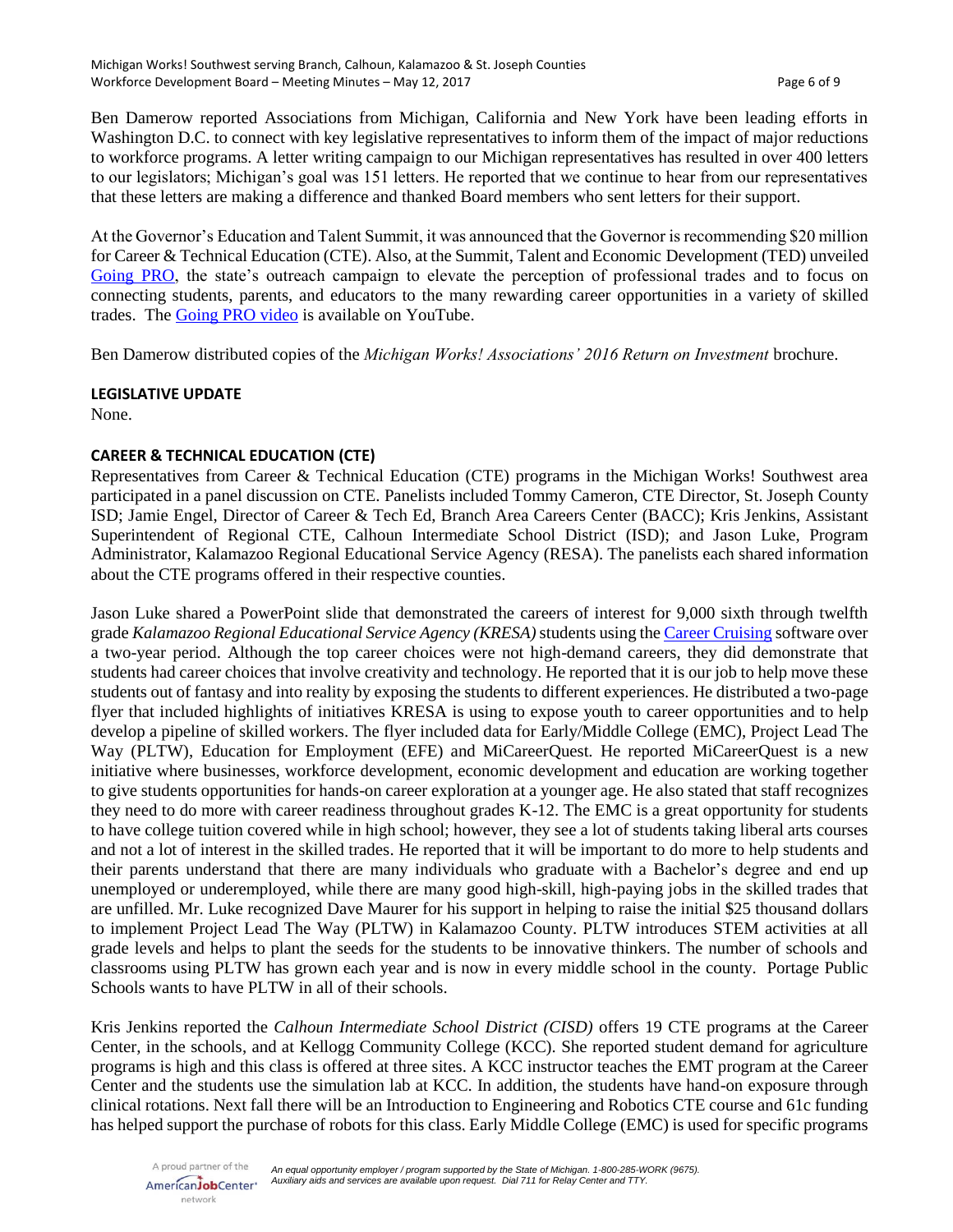Ben Damerow reported Associations from Michigan, California and New York have been leading efforts in Washington D.C. to connect with key legislative representatives to inform them of the impact of major reductions to workforce programs. A letter writing campaign to our Michigan representatives has resulted in over 400 letters to our legislators; Michigan's goal was 151 letters. He reported that we continue to hear from our representatives that these letters are making a difference and thanked Board members who sent letters for their support.

At the Governor's Education and Talent Summit, it was announced that the Governor is recommending $20 million for Career & Technical Education (CTE). Also, at the Summit, Talent and Economic Development (TED) unveiled Going PRO, the state's outreach campaign to elevate the perception of professional trades and to focus on connecting students, parents, and educators to the many rewarding career opportunities in a variety of skilled trades. The Going PRO video is available on YouTube.

Ben Damerow distributed copies of the *Michigan Works! Associations' 2016 Return on Investment* brochure.

**LEGISLATIVE UPDATE**

None.

**CAREER & TECHNICAL EDUCATION (CTE)**

Representatives from Career & Technical Education (CTE) programs in the Michigan Works! Southwest area participated in a panel discussion on CTE. Panelists included Tommy Cameron, CTE Director, St. Joseph County ISD; Jamie Engel, Director of Career & Tech Ed, Branch Area Careers Center (BACC); Kris Jenkins, Assistant Superintendent of Regional CTE, Calhoun Intermediate School District (ISD); and Jason Luke, Program Administrator, Kalamazoo Regional Educational Service Agency (RESA). The panelists each shared information about the CTE programs offered in their respective counties.

Jason Luke shared a PowerPoint slide that demonstrated the careers of interest for 9,000 sixth through twelfth grade *Kalamazoo Regional Educational Service Agency (KRESA)* students using the Career Cruising software over a two-year period. Although the top career choices were not high-demand careers, they did demonstrate that students had career choices that involve creativity and technology. He reported that it is our job to help move these students out of fantasy and into reality by exposing the students to different experiences. He distributed a two-page flyer that included highlights of initiatives KRESA is using to expose youth to career opportunities and to help develop a pipeline of skilled workers. The flyer included data for Early/Middle College (EMC), Project Lead The Way (PLTW), Education for Employment (EFE) and MiCareerQuest. He reported MiCareerQuest is a new initiative where businesses, workforce development, economic development and education are working together to give students opportunities for hands-on career exploration at a younger age. He also stated that staff recognizes they need to do more with career readiness throughout grades K-12. The EMC is a great opportunity for students to have college tuition covered while in high school; however, they see a lot of students taking liberal arts courses and not a lot of interest in the skilled trades. He reported that it will be important to do more to help students and their parents understand that there are many individuals who graduate with a Bachelor's degree and end up unemployed or underemployed, while there are many good high-skill, high-paying jobs in the skilled trades that are unfilled. Mr. Luke recognized Dave Maurer for his support in helping to raise the initial $25 thousand dollars to implement Project Lead The Way (PLTW) in Kalamazoo County. PLTW introduces STEM activities at all grade levels and helps to plant the seeds for the students to be innovative thinkers. The number of schools and classrooms using PLTW has grown each year and is now in every middle school in the county. Portage Public Schools wants to have PLTW in all of their schools.

Kris Jenkins reported the *Calhoun Intermediate School District (CISD)* offers 19 CTE programs at the Career Center, in the schools, and at Kellogg Community College (KCC). She reported student demand for agriculture programs is high and this class is offered at three sites. A KCC instructor teaches the EMT program at the Career Center and the students use the simulation lab at KCC. In addition, the students have hand-on exposure through clinical rotations. Next fall there will be an Introduction to Engineering and Robotics CTE course and 61c funding has helped support the purchase of robots for this class. Early Middle College (EMC) is used for specific programs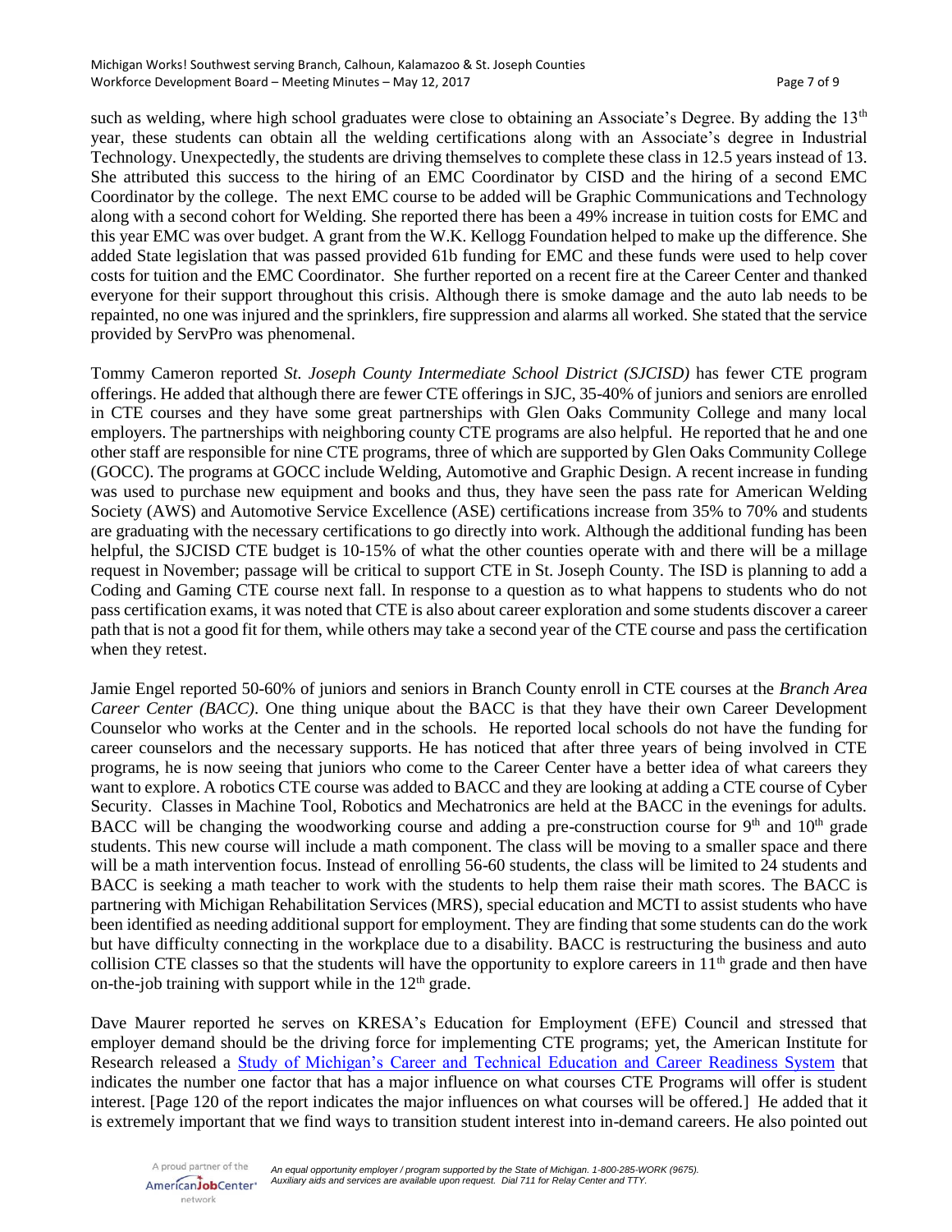such as welding, where high school graduates were close to obtaining an Associate's Degree. By adding the 13th year, these students can obtain all the welding certifications along with an Associate's degree in Industrial Technology. Unexpectedly, the students are driving themselves to complete these class in 12.5 years instead of 13. She attributed this success to the hiring of an EMC Coordinator by CISD and the hiring of a second EMC Coordinator by the college. The next EMC course to be added will be Graphic Communications and Technology along with a second cohort for Welding. She reported there has been a 49% increase in tuition costs for EMC and this year EMC was over budget. A grant from the W.K. Kellogg Foundation helped to make up the difference. She added State legislation that was passed provided 61b funding for EMC and these funds were used to help cover costs for tuition and the EMC Coordinator. She further reported on a recent fire at the Career Center and thanked everyone for their support throughout this crisis. Although there is smoke damage and the auto lab needs to be repainted, no one was injured and the sprinklers, fire suppression and alarms all worked. She stated that the service provided by ServPro was phenomenal.

Tommy Cameron reported *St. Joseph County Intermediate School District (SJCISD)* has fewer CTE program offerings. He added that although there are fewer CTE offerings in SJC, 35-40% of juniors and seniors are enrolled in CTE courses and they have some great partnerships with Glen Oaks Community College and many local employers. The partnerships with neighboring county CTE programs are also helpful. He reported that he and one other staff are responsible for nine CTE programs, three of which are supported by Glen Oaks Community College (GOCC). The programs at GOCC include Welding, Automotive and Graphic Design. A recent increase in funding was used to purchase new equipment and books and thus, they have seen the pass rate for American Welding Society (AWS) and Automotive Service Excellence (ASE) certifications increase from 35% to 70% and students are graduating with the necessary certifications to go directly into work. Although the additional funding has been helpful, the SJCISD CTE budget is 10-15% of what the other counties operate with and there will be a millage request in November; passage will be critical to support CTE in St. Joseph County. The ISD is planning to add a Coding and Gaming CTE course next fall. In response to a question as to what happens to students who do not pass certification exams, it was noted that CTE is also about career exploration and some students discover a career path that is not a good fit for them, while others may take a second year of the CTE course and pass the certification when they retest.

Jamie Engel reported 50-60% of juniors and seniors in Branch County enroll in CTE courses at the *Branch Area Career Center (BACC)*. One thing unique about the BACC is that they have their own Career Development Counselor who works at the Center and in the schools. He reported local schools do not have the funding for career counselors and the necessary supports. He has noticed that after three years of being involved in CTE programs, he is now seeing that juniors who come to the Career Center have a better idea of what careers they want to explore. A robotics CTE course was added to BACC and they are looking at adding a CTE course of Cyber Security. Classes in Machine Tool, Robotics and Mechatronics are held at the BACC in the evenings for adults. BACC will be changing the woodworking course and adding a pre-construction course for 9th and 10th grade students. This new course will include a math component. The class will be moving to a smaller space and there will be a math intervention focus. Instead of enrolling 56-60 students, the class will be limited to 24 students and BACC is seeking a math teacher to work with the students to help them raise their math scores. The BACC is partnering with Michigan Rehabilitation Services (MRS), special education and MCTI to assist students who have been identified as needing additional support for employment. They are finding that some students can do the work but have difficulty connecting in the workplace due to a disability. BACC is restructuring the business and auto collision CTE classes so that the students will have the opportunity to explore careers in 11th grade and then have on-the-job training with support while in the 12th grade.

Dave Maurer reported he serves on KRESA's Education for Employment (EFE) Council and stressed that employer demand should be the driving force for implementing CTE programs; yet, the American Institute for Research released a Study of Michigan's Career and Technical Education and Career Readiness System that indicates the number one factor that has a major influence on what courses CTE Programs will offer is student interest. [Page 120 of the report indicates the major influences on what courses will be offered.] He added that it is extremely important that we find ways to transition student interest into in-demand careers. He also pointed out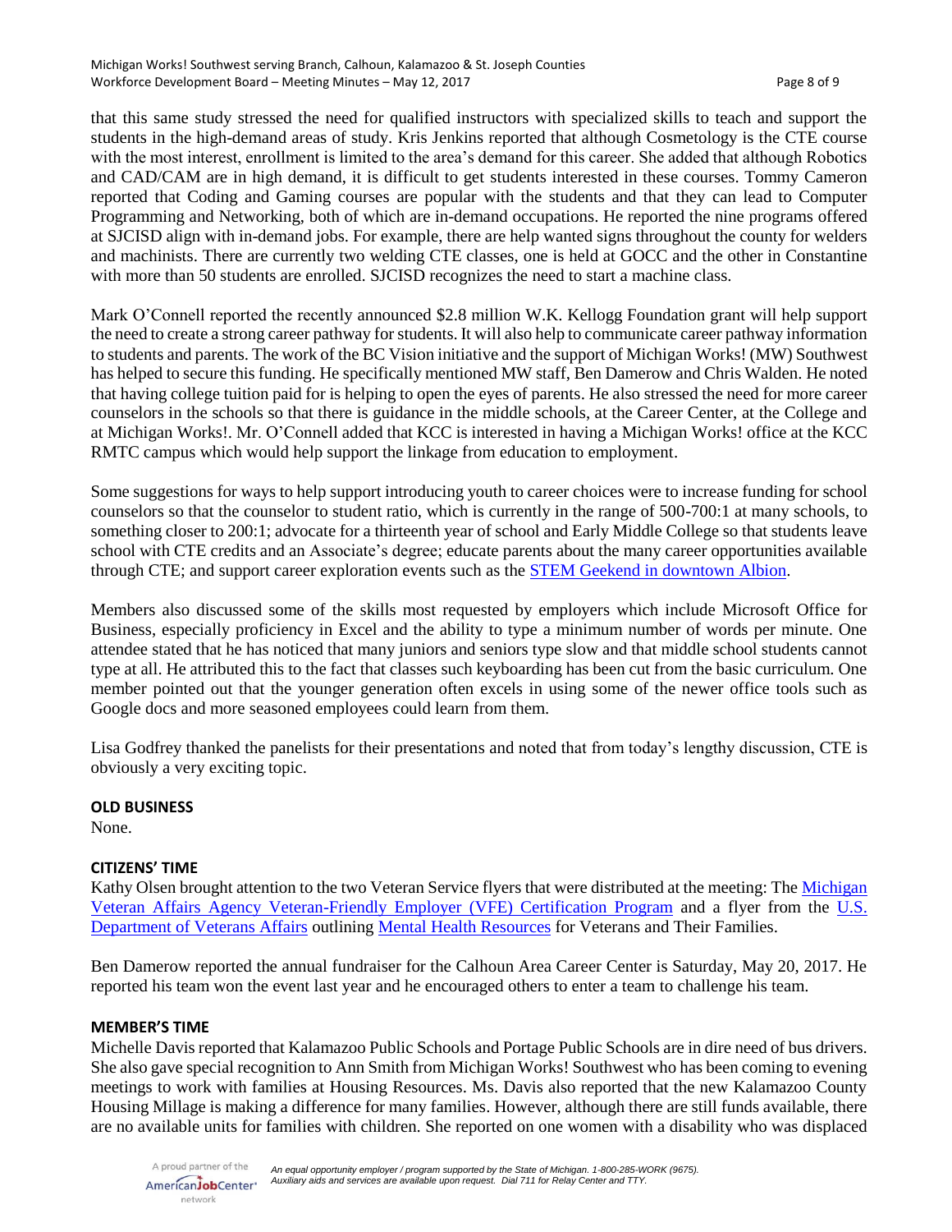that this same study stressed the need for qualified instructors with specialized skills to teach and support the students in the high-demand areas of study. Kris Jenkins reported that although Cosmetology is the CTE course with the most interest, enrollment is limited to the area's demand for this career. She added that although Robotics and CAD/CAM are in high demand, it is difficult to get students interested in these courses. Tommy Cameron reported that Coding and Gaming courses are popular with the students and that they can lead to Computer Programming and Networking, both of which are in-demand occupations. He reported the nine programs offered at SJCISD align with in-demand jobs. For example, there are help wanted signs throughout the county for welders and machinists. There are currently two welding CTE classes, one is held at GOCC and the other in Constantine with more than 50 students are enrolled. SJCISD recognizes the need to start a machine class.

Mark O'Connell reported the recently announced $2.8 million W.K. Kellogg Foundation grant will help support the need to create a strong career pathway for students. It will also help to communicate career pathway information to students and parents. The work of the BC Vision initiative and the support of Michigan Works! (MW) Southwest has helped to secure this funding. He specifically mentioned MW staff, Ben Damerow and Chris Walden. He noted that having college tuition paid for is helping to open the eyes of parents. He also stressed the need for more career counselors in the schools so that there is guidance in the middle schools, at the Career Center, at the College and at Michigan Works!. Mr. O'Connell added that KCC is interested in having a Michigan Works! office at the KCC RMTC campus which would help support the linkage from education to employment.

Some suggestions for ways to help support introducing youth to career choices were to increase funding for school counselors so that the counselor to student ratio, which is currently in the range of 500-700:1 at many schools, to something closer to 200:1; advocate for a thirteenth year of school and Early Middle College so that students leave school with CTE credits and an Associate's degree; educate parents about the many career opportunities available through CTE; and support career exploration events such as the STEM Geekend in downtown Albion.

Members also discussed some of the skills most requested by employers which include Microsoft Office for Business, especially proficiency in Excel and the ability to type a minimum number of words per minute. One attendee stated that he has noticed that many juniors and seniors type slow and that middle school students cannot type at all. He attributed this to the fact that classes such keyboarding has been cut from the basic curriculum. One member pointed out that the younger generation often excels in using some of the newer office tools such as Google docs and more seasoned employees could learn from them.

Lisa Godfrey thanked the panelists for their presentations and noted that from today's lengthy discussion, CTE is obviously a very exciting topic.

**OLD BUSINESS**

None.

**CITIZENS' TIME**

Kathy Olsen brought attention to the two Veteran Service flyers that were distributed at the meeting: The Michigan Veteran Affairs Agency Veteran-Friendly Employer (VFE) Certification Program and a flyer from the U.S. Department of Veterans Affairs outlining Mental Health Resources for Veterans and Their Families.

Ben Damerow reported the annual fundraiser for the Calhoun Area Career Center is Saturday, May 20, 2017. He reported his team won the event last year and he encouraged others to enter a team to challenge his team.

**MEMBER'S TIME**

Michelle Davis reported that Kalamazoo Public Schools and Portage Public Schools are in dire need of bus drivers. She also gave special recognition to Ann Smith from Michigan Works! Southwest who has been coming to evening meetings to work with families at Housing Resources. Ms. Davis also reported that the new Kalamazoo County Housing Millage is making a difference for many families. However, although there are still funds available, there are no available units for families with children. She reported on one women with a disability who was displaced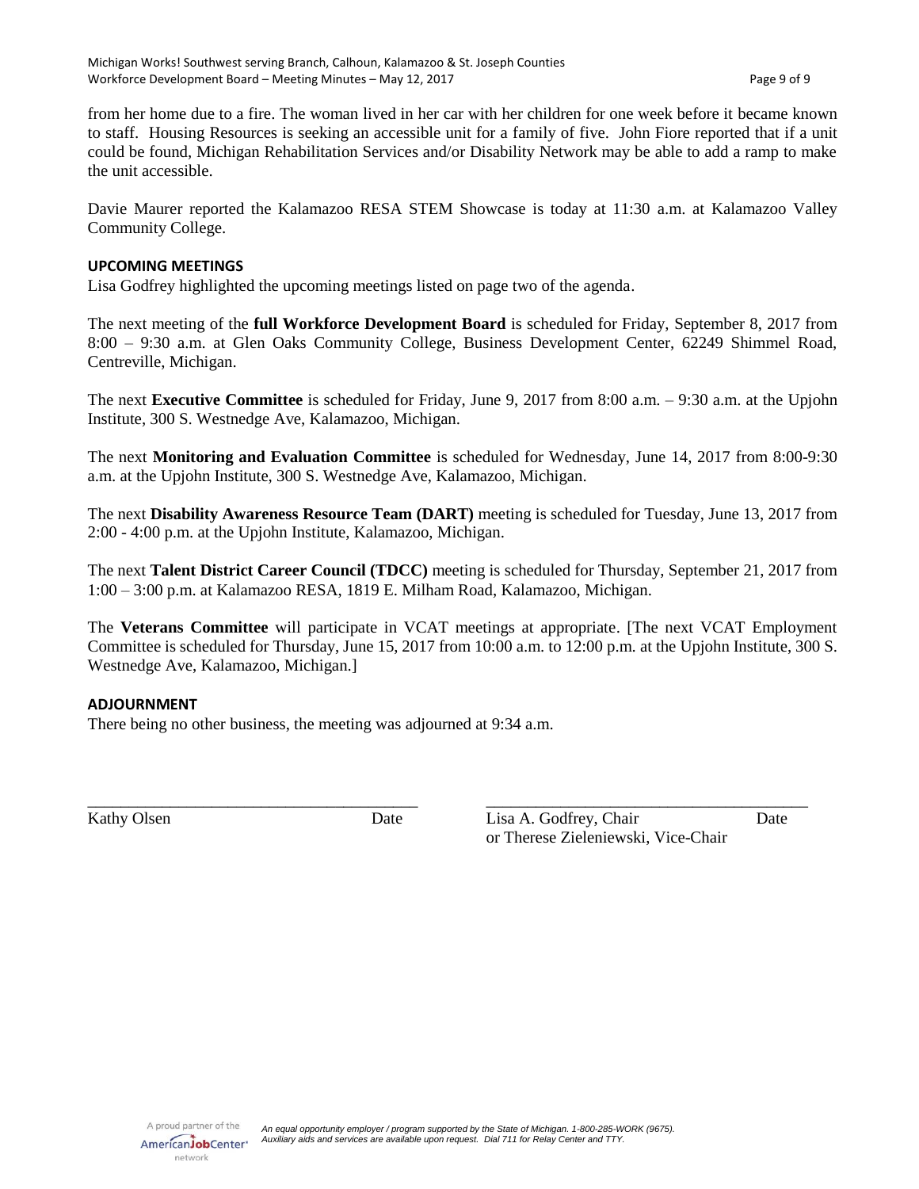from her home due to a fire. The woman lived in her car with her children for one week before it became known to staff. Housing Resources is seeking an accessible unit for a family of five. John Fiore reported that if a unit could be found, Michigan Rehabilitation Services and/or Disability Network may be able to add a ramp to make the unit accessible.

Davie Maurer reported the Kalamazoo RESA STEM Showcase is today at 11:30 a.m. at Kalamazoo Valley Community College.

**UPCOMING MEETINGS**

Lisa Godfrey highlighted the upcoming meetings listed on page two of the agenda.

The next meeting of the **full Workforce Development Board** is scheduled for Friday, September 8, 2017 from 8:00 – 9:30 a.m. at Glen Oaks Community College, Business Development Center, 62249 Shimmel Road, Centreville, Michigan.

The next **Executive Committee** is scheduled for Friday, June 9, 2017 from 8:00 a.m. – 9:30 a.m. at the Upjohn Institute, 300 S. Westnedge Ave, Kalamazoo, Michigan.

The next **Monitoring and Evaluation Committee** is scheduled for Wednesday, June 14, 2017 from 8:00-9:30 a.m. at the Upjohn Institute, 300 S. Westnedge Ave, Kalamazoo, Michigan.

The next **Disability Awareness Resource Team (DART)** meeting is scheduled for Tuesday, June 13, 2017 from 2:00 - 4:00 p.m. at the Upjohn Institute, Kalamazoo, Michigan.

The next **Talent District Career Council (TDCC)** meeting is scheduled for Thursday, September 21, 2017 from 1:00 – 3:00 p.m. at Kalamazoo RESA, 1819 E. Milham Road, Kalamazoo, Michigan.

The **Veterans Committee** will participate in VCAT meetings at appropriate. [The next VCAT Employment Committee is scheduled for Thursday, June 15, 2017 from 10:00 a.m. to 12:00 p.m. at the Upjohn Institute, 300 S. Westnedge Ave, Kalamazoo, Michigan.]

**ADJOURNMENT**

There being no other business, the meeting was adjourned at 9:34 a.m.

\_\_\_\_\_\_\_\_\_\_\_\_\_\_\_\_\_\_\_\_\_\_\_\_\_\_\_\_\_\_\_\_\_\_\_\_\_\_\_\_
Kathy Olsen Date

\_\_\_\_\_\_\_\_\_\_\_\_\_\_\_\_\_\_\_\_\_\_\_\_\_\_\_\_\_\_\_\_\_\_\_\_\_\_\_\_
Lisa A. Godfrey, Chair Date
or Therese Zieleniewski, Vice-Chair

*An equal opportunity employer / program supported by the State of Michigan. 1-800-285-WORK (9675). Auxiliary aids and services are available upon request. Dial 711 for Relay Center and TTY.*